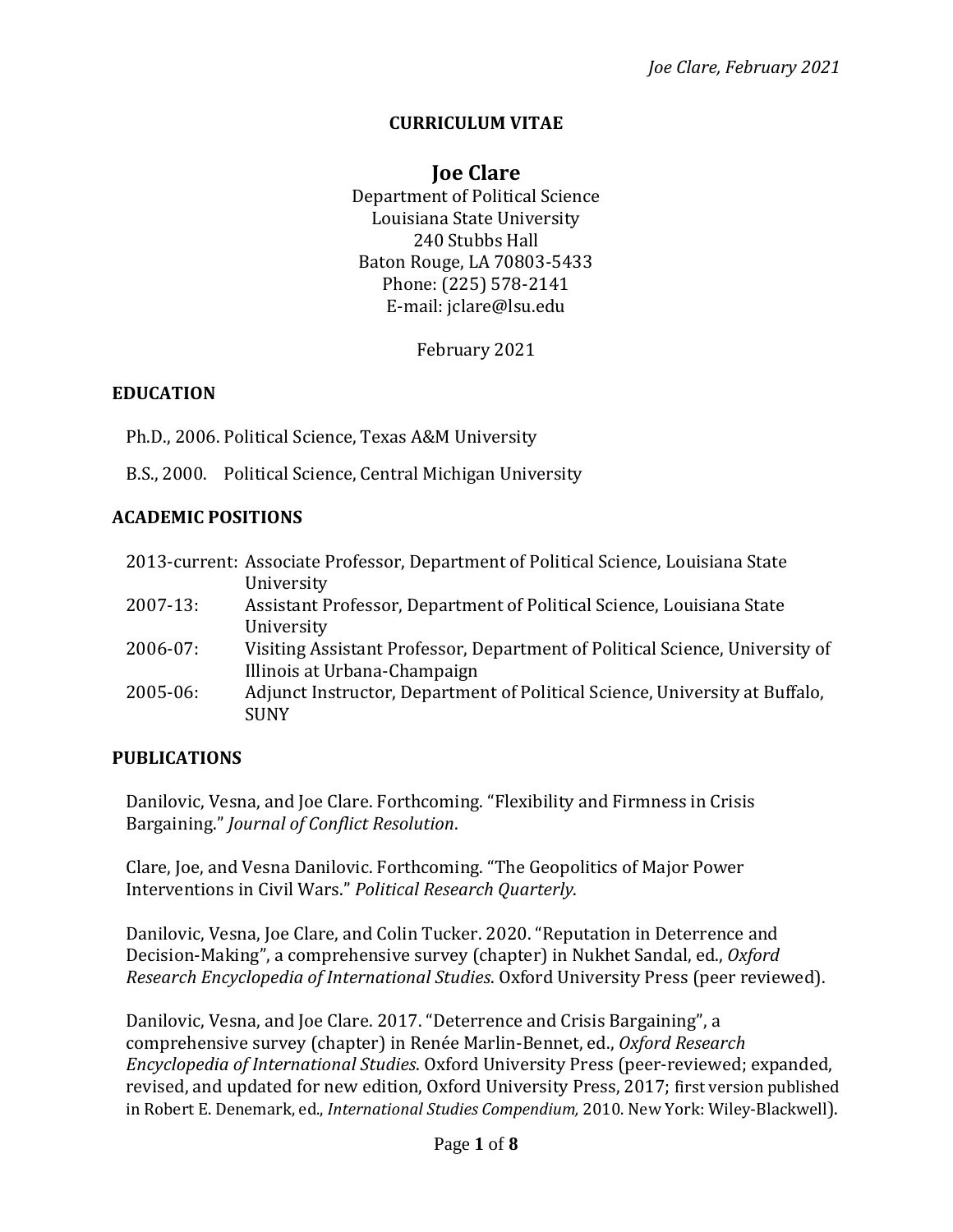**CURRICULUM VITAE**

# Joe Clare

Department of Political Science
Louisiana State University
240 Stubbs Hall
Baton Rouge, LA 70803-5433
Phone: (225) 578-2141
E-mail: jclare@lsu.edu

February 2021

## EDUCATION

Ph.D., 2006. Political Science, Texas A&M University

B.S., 2000. Political Science, Central Michigan University

## ACADEMIC POSITIONS

2013-current: Associate Professor, Department of Political Science, Louisiana State University
2007-13: Assistant Professor, Department of Political Science, Louisiana State University
2006-07: Visiting Assistant Professor, Department of Political Science, University of Illinois at Urbana-Champaign
2005-06: Adjunct Instructor, Department of Political Science, University at Buffalo, SUNY

## PUBLICATIONS

Danilovic, Vesna, and Joe Clare. Forthcoming. "Flexibility and Firmness in Crisis Bargaining." *Journal of Conflict Resolution*.

Clare, Joe, and Vesna Danilovic. Forthcoming. "The Geopolitics of Major Power Interventions in Civil Wars." *Political Research Quarterly*.

Danilovic, Vesna, Joe Clare, and Colin Tucker. 2020. "Reputation in Deterrence and Decision-Making", a comprehensive survey (chapter) in Nukhet Sandal, ed., *Oxford Research Encyclopedia of International Studies*. Oxford University Press (peer reviewed).

Danilovic, Vesna, and Joe Clare. 2017. "Deterrence and Crisis Bargaining", a comprehensive survey (chapter) in Renée Marlin-Bennet, ed., *Oxford Research Encyclopedia of International Studies*. Oxford University Press (peer-reviewed; expanded, revised, and updated for new edition, Oxford University Press, 2017; first version published in Robert E. Denemark, ed., *International Studies Compendium,* 2010. New York: Wiley-Blackwell).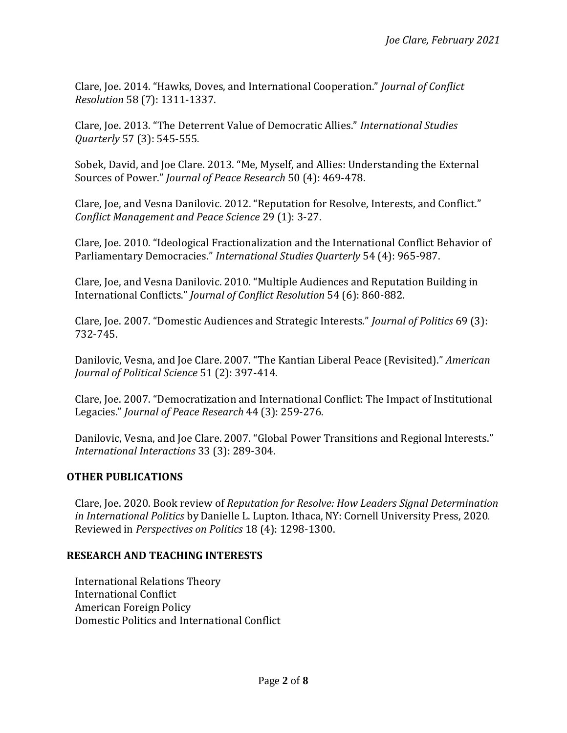Clare, Joe. 2014. "Hawks, Doves, and International Cooperation." *Journal of Conflict Resolution* 58 (7): 1311-1337.

Clare, Joe. 2013. "The Deterrent Value of Democratic Allies." *International Studies Quarterly* 57 (3): 545-555.

Sobek, David, and Joe Clare. 2013. "Me, Myself, and Allies: Understanding the External Sources of Power." *Journal of Peace Research* 50 (4): 469-478.

Clare, Joe, and Vesna Danilovic. 2012. "Reputation for Resolve, Interests, and Conflict." *Conflict Management and Peace Science* 29 (1): 3-27.

Clare, Joe. 2010. "Ideological Fractionalization and the International Conflict Behavior of Parliamentary Democracies." *International Studies Quarterly* 54 (4): 965-987.

Clare, Joe, and Vesna Danilovic. 2010. "Multiple Audiences and Reputation Building in International Conflicts." *Journal of Conflict Resolution* 54 (6): 860-882.

Clare, Joe. 2007. "Domestic Audiences and Strategic Interests." *Journal of Politics* 69 (3): 732-745.

Danilovic, Vesna, and Joe Clare. 2007. "The Kantian Liberal Peace (Revisited)." *American Journal of Political Science* 51 (2): 397-414.

Clare, Joe. 2007. "Democratization and International Conflict: The Impact of Institutional Legacies." *Journal of Peace Research* 44 (3): 259-276.

Danilovic, Vesna, and Joe Clare. 2007. "Global Power Transitions and Regional Interests." *International Interactions* 33 (3): 289-304.

## OTHER PUBLICATIONS

Clare, Joe. 2020. Book review of *Reputation for Resolve: How Leaders Signal Determination in International Politics* by Danielle L. Lupton. Ithaca, NY: Cornell University Press, 2020. Reviewed in *Perspectives on Politics* 18 (4): 1298-1300.

## RESEARCH AND TEACHING INTERESTS

International Relations Theory
International Conflict
American Foreign Policy
Domestic Politics and International Conflict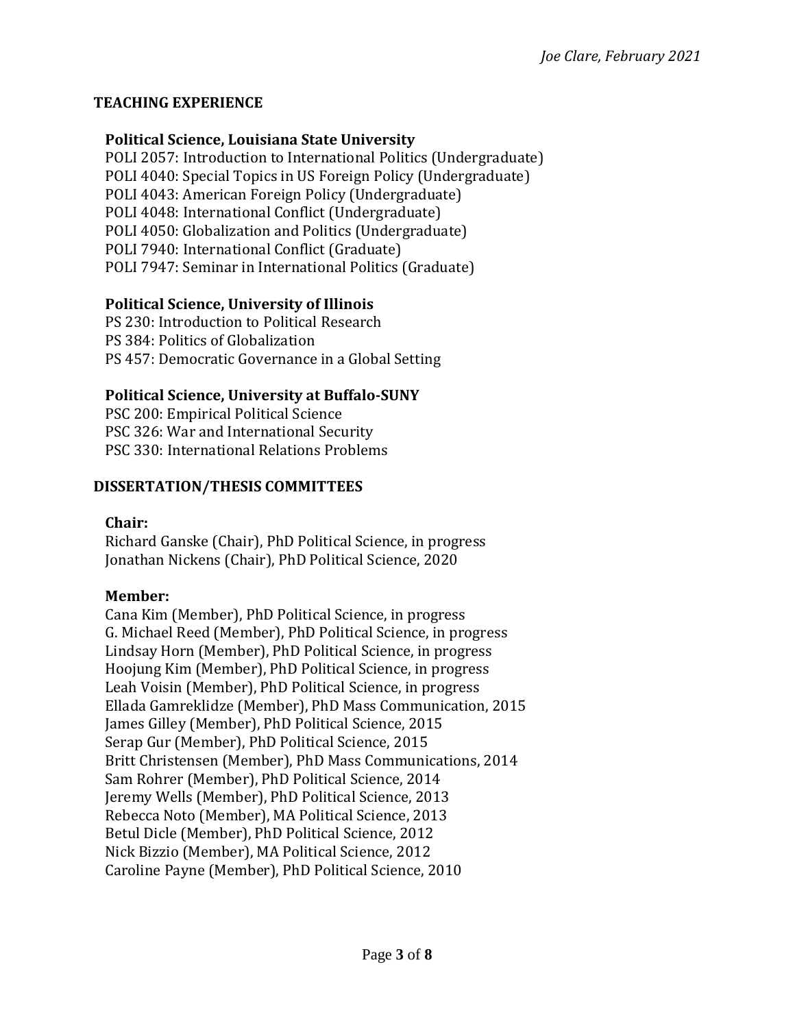## TEACHING EXPERIENCE

### Political Science, Louisiana State University

POLI 2057: Introduction to International Politics (Undergraduate)
POLI 4040: Special Topics in US Foreign Policy (Undergraduate)
POLI 4043: American Foreign Policy (Undergraduate)
POLI 4048: International Conflict (Undergraduate)
POLI 4050: Globalization and Politics (Undergraduate)
POLI 7940: International Conflict (Graduate)
POLI 7947: Seminar in International Politics (Graduate)

### Political Science, University of Illinois

PS 230: Introduction to Political Research
PS 384: Politics of Globalization
PS 457: Democratic Governance in a Global Setting

### Political Science, University at Buffalo-SUNY

PSC 200: Empirical Political Science
PSC 326: War and International Security
PSC 330: International Relations Problems

## DISSERTATION/THESIS COMMITTEES

### Chair:

Richard Ganske (Chair), PhD Political Science, in progress
Jonathan Nickens (Chair), PhD Political Science, 2020

### Member:

Cana Kim (Member), PhD Political Science, in progress
G. Michael Reed (Member), PhD Political Science, in progress
Lindsay Horn (Member), PhD Political Science, in progress
Hoojung Kim (Member), PhD Political Science, in progress
Leah Voisin (Member), PhD Political Science, in progress
Ellada Gamreklidze (Member), PhD Mass Communication, 2015
James Gilley (Member), PhD Political Science, 2015
Serap Gur (Member), PhD Political Science, 2015
Britt Christensen (Member), PhD Mass Communications, 2014
Sam Rohrer (Member), PhD Political Science, 2014
Jeremy Wells (Member), PhD Political Science, 2013
Rebecca Noto (Member), MA Political Science, 2013
Betul Dicle (Member), PhD Political Science, 2012
Nick Bizzio (Member), MA Political Science, 2012
Caroline Payne (Member), PhD Political Science, 2010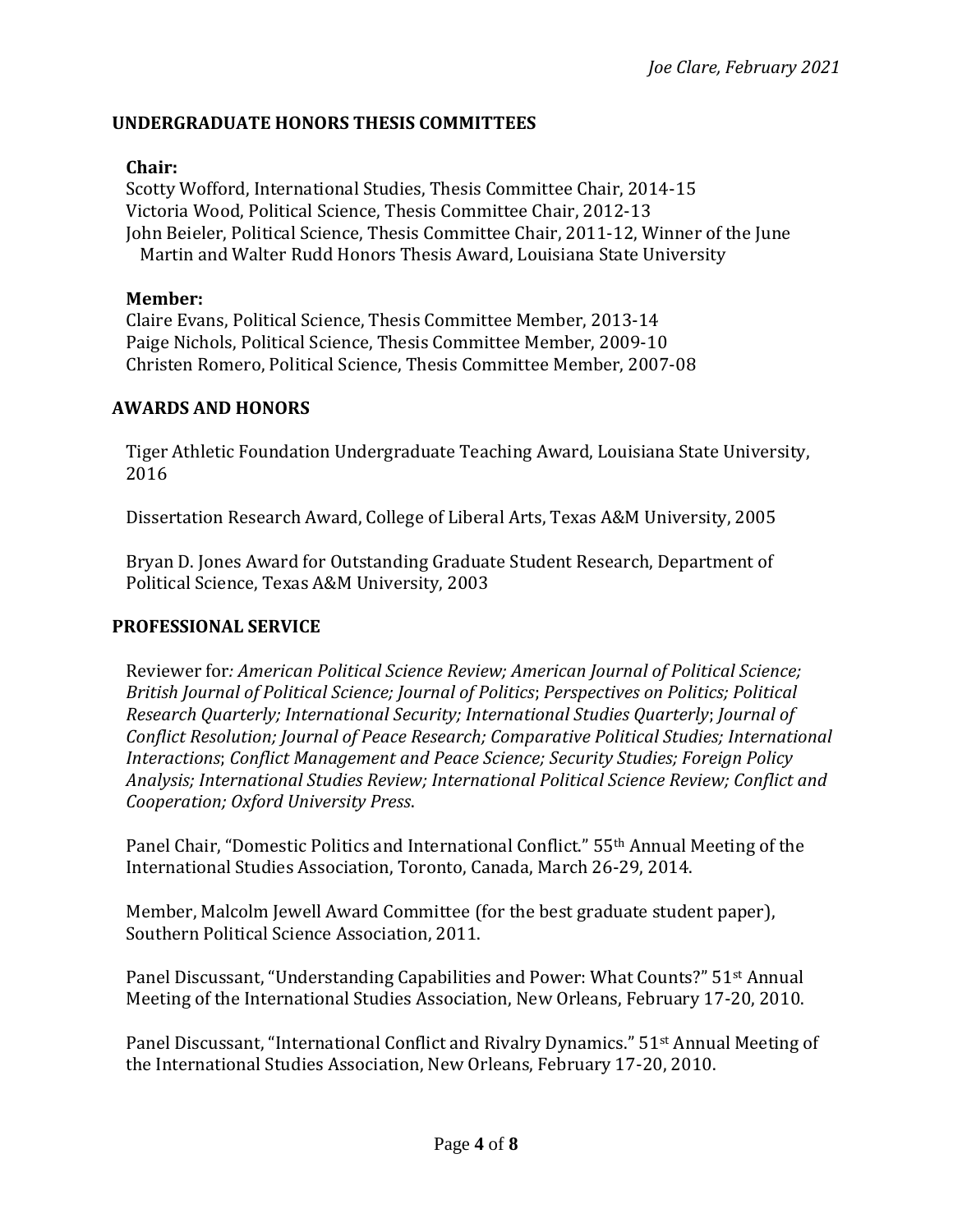## UNDERGRADUATE HONORS THESIS COMMITTEES

**Chair:**

Scotty Wofford, International Studies, Thesis Committee Chair, 2014-15
Victoria Wood, Political Science, Thesis Committee Chair, 2012-13
John Beieler, Political Science, Thesis Committee Chair, 2011-12, Winner of the June Martin and Walter Rudd Honors Thesis Award, Louisiana State University

**Member:**

Claire Evans, Political Science, Thesis Committee Member, 2013-14
Paige Nichols, Political Science, Thesis Committee Member, 2009-10
Christen Romero, Political Science, Thesis Committee Member, 2007-08

## AWARDS AND HONORS

Tiger Athletic Foundation Undergraduate Teaching Award, Louisiana State University, 2016

Dissertation Research Award, College of Liberal Arts, Texas A&M University, 2005

Bryan D. Jones Award for Outstanding Graduate Student Research, Department of Political Science, Texas A&M University, 2003

## PROFESSIONAL SERVICE

Reviewer for*: American Political Science Review; American Journal of Political Science; British Journal of Political Science; Journal of Politics*; *Perspectives on Politics; Political Research Quarterly; International Security; International Studies Quarterly*; *Journal of Conflict Resolution; Journal of Peace Research; Comparative Political Studies; International Interactions*; *Conflict Management and Peace Science; Security Studies; Foreign Policy Analysis; International Studies Review; International Political Science Review; Conflict and Cooperation; Oxford University Press*.

Panel Chair, "Domestic Politics and International Conflict." 55th Annual Meeting of the International Studies Association, Toronto, Canada, March 26-29, 2014.

Member, Malcolm Jewell Award Committee (for the best graduate student paper), Southern Political Science Association, 2011.

Panel Discussant, "Understanding Capabilities and Power: What Counts?" 51st Annual Meeting of the International Studies Association, New Orleans, February 17-20, 2010.

Panel Discussant, "International Conflict and Rivalry Dynamics." 51st Annual Meeting of the International Studies Association, New Orleans, February 17-20, 2010.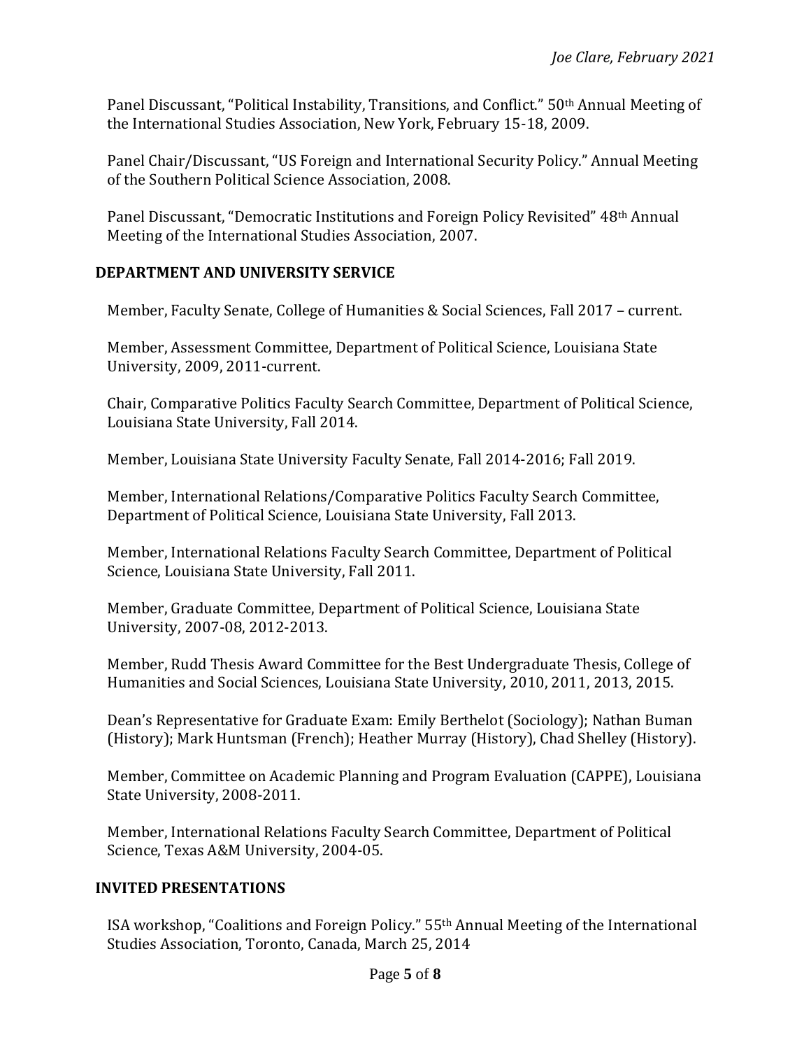Panel Discussant, "Political Instability, Transitions, and Conflict." 50th Annual Meeting of the International Studies Association, New York, February 15-18, 2009.

Panel Chair/Discussant, "US Foreign and International Security Policy." Annual Meeting of the Southern Political Science Association, 2008.

Panel Discussant, "Democratic Institutions and Foreign Policy Revisited" 48th Annual Meeting of the International Studies Association, 2007.

## DEPARTMENT AND UNIVERSITY SERVICE

Member, Faculty Senate, College of Humanities & Social Sciences, Fall 2017 – current.

Member, Assessment Committee, Department of Political Science, Louisiana State University, 2009, 2011-current.

Chair, Comparative Politics Faculty Search Committee, Department of Political Science, Louisiana State University, Fall 2014.

Member, Louisiana State University Faculty Senate, Fall 2014-2016; Fall 2019.

Member, International Relations/Comparative Politics Faculty Search Committee, Department of Political Science, Louisiana State University, Fall 2013.

Member, International Relations Faculty Search Committee, Department of Political Science, Louisiana State University, Fall 2011.

Member, Graduate Committee, Department of Political Science, Louisiana State University, 2007-08, 2012-2013.

Member, Rudd Thesis Award Committee for the Best Undergraduate Thesis, College of Humanities and Social Sciences, Louisiana State University, 2010, 2011, 2013, 2015.

Dean's Representative for Graduate Exam: Emily Berthelot (Sociology); Nathan Buman (History); Mark Huntsman (French); Heather Murray (History), Chad Shelley (History).

Member, Committee on Academic Planning and Program Evaluation (CAPPE), Louisiana State University, 2008-2011.

Member, International Relations Faculty Search Committee, Department of Political Science, Texas A&M University, 2004-05.

## INVITED PRESENTATIONS

ISA workshop, "Coalitions and Foreign Policy." 55th Annual Meeting of the International Studies Association, Toronto, Canada, March 25, 2014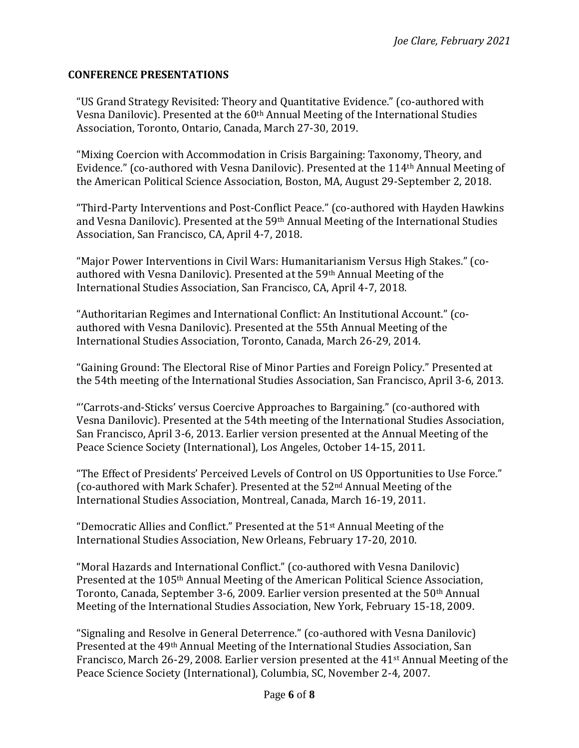## CONFERENCE PRESENTATIONS

"US Grand Strategy Revisited: Theory and Quantitative Evidence." (co-authored with Vesna Danilovic). Presented at the 60th Annual Meeting of the International Studies Association, Toronto, Ontario, Canada, March 27-30, 2019.

"Mixing Coercion with Accommodation in Crisis Bargaining: Taxonomy, Theory, and Evidence." (co-authored with Vesna Danilovic). Presented at the 114th Annual Meeting of the American Political Science Association, Boston, MA, August 29-September 2, 2018.

"Third-Party Interventions and Post-Conflict Peace." (co-authored with Hayden Hawkins and Vesna Danilovic). Presented at the 59th Annual Meeting of the International Studies Association, San Francisco, CA, April 4-7, 2018.

"Major Power Interventions in Civil Wars: Humanitarianism Versus High Stakes." (co-authored with Vesna Danilovic). Presented at the 59th Annual Meeting of the International Studies Association, San Francisco, CA, April 4-7, 2018.

"Authoritarian Regimes and International Conflict: An Institutional Account." (co-authored with Vesna Danilovic). Presented at the 55th Annual Meeting of the International Studies Association, Toronto, Canada, March 26-29, 2014.

"Gaining Ground: The Electoral Rise of Minor Parties and Foreign Policy." Presented at the 54th meeting of the International Studies Association, San Francisco, April 3-6, 2013.

"'Carrots-and-Sticks' versus Coercive Approaches to Bargaining." (co-authored with Vesna Danilovic). Presented at the 54th meeting of the International Studies Association, San Francisco, April 3-6, 2013. Earlier version presented at the Annual Meeting of the Peace Science Society (International), Los Angeles, October 14-15, 2011.

"The Effect of Presidents' Perceived Levels of Control on US Opportunities to Use Force." (co-authored with Mark Schafer). Presented at the 52nd Annual Meeting of the International Studies Association, Montreal, Canada, March 16-19, 2011.

"Democratic Allies and Conflict." Presented at the 51st Annual Meeting of the International Studies Association, New Orleans, February 17-20, 2010.

"Moral Hazards and International Conflict." (co-authored with Vesna Danilovic) Presented at the 105th Annual Meeting of the American Political Science Association, Toronto, Canada, September 3-6, 2009. Earlier version presented at the 50th Annual Meeting of the International Studies Association, New York, February 15-18, 2009.

"Signaling and Resolve in General Deterrence." (co-authored with Vesna Danilovic) Presented at the 49th Annual Meeting of the International Studies Association, San Francisco, March 26-29, 2008. Earlier version presented at the 41st Annual Meeting of the Peace Science Society (International), Columbia, SC, November 2-4, 2007.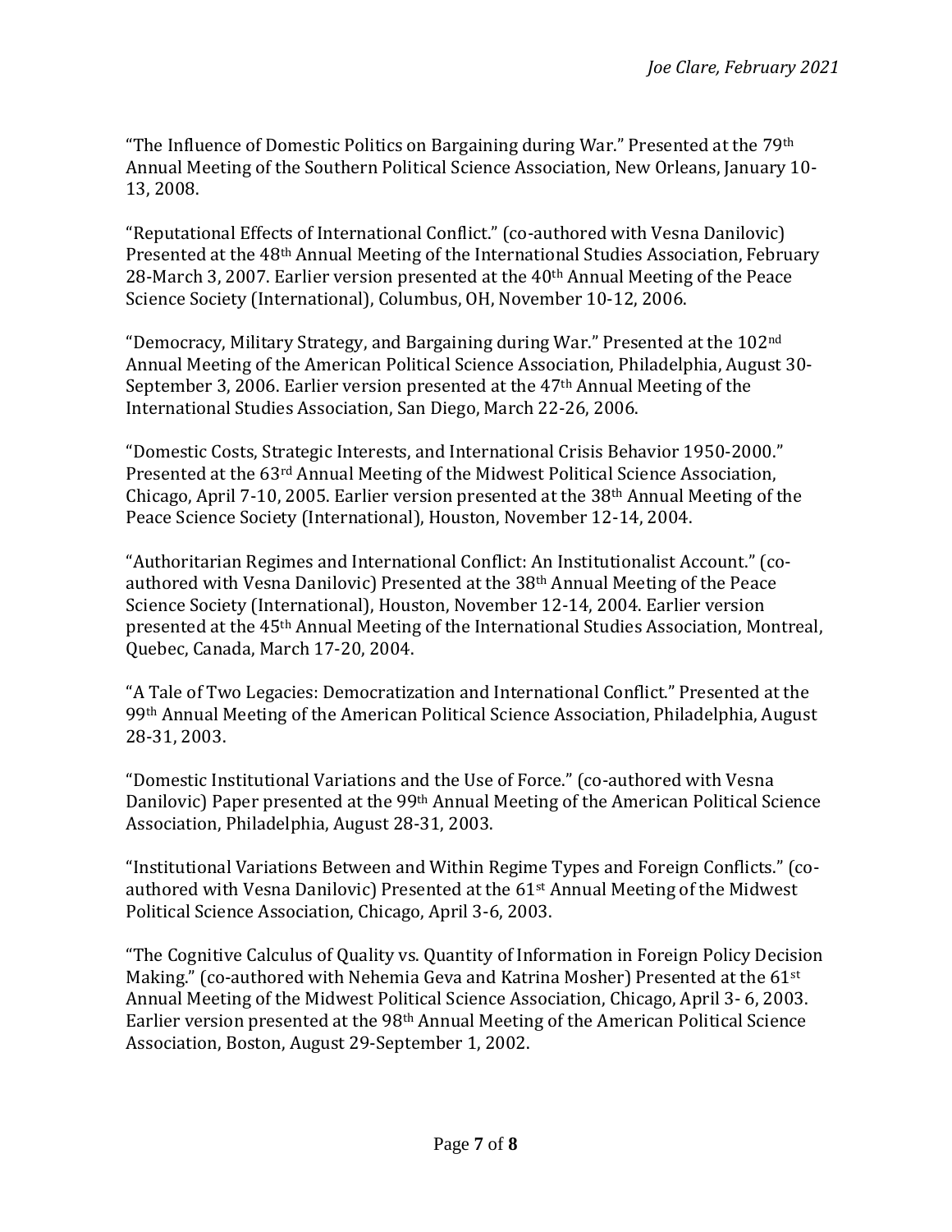"The Influence of Domestic Politics on Bargaining during War." Presented at the 79th Annual Meeting of the Southern Political Science Association, New Orleans, January 10-13, 2008.

"Reputational Effects of International Conflict." (co-authored with Vesna Danilovic) Presented at the 48th Annual Meeting of the International Studies Association, February 28-March 3, 2007. Earlier version presented at the 40th Annual Meeting of the Peace Science Society (International), Columbus, OH, November 10-12, 2006.

"Democracy, Military Strategy, and Bargaining during War." Presented at the 102nd Annual Meeting of the American Political Science Association, Philadelphia, August 30-September 3, 2006. Earlier version presented at the 47th Annual Meeting of the International Studies Association, San Diego, March 22-26, 2006.

"Domestic Costs, Strategic Interests, and International Crisis Behavior 1950-2000." Presented at the 63rd Annual Meeting of the Midwest Political Science Association, Chicago, April 7-10, 2005. Earlier version presented at the 38th Annual Meeting of the Peace Science Society (International), Houston, November 12-14, 2004.

"Authoritarian Regimes and International Conflict: An Institutionalist Account." (co-authored with Vesna Danilovic) Presented at the 38th Annual Meeting of the Peace Science Society (International), Houston, November 12-14, 2004. Earlier version presented at the 45th Annual Meeting of the International Studies Association, Montreal, Quebec, Canada, March 17-20, 2004.

"A Tale of Two Legacies: Democratization and International Conflict." Presented at the 99th Annual Meeting of the American Political Science Association, Philadelphia, August 28-31, 2003.

"Domestic Institutional Variations and the Use of Force." (co-authored with Vesna Danilovic) Paper presented at the 99th Annual Meeting of the American Political Science Association, Philadelphia, August 28-31, 2003.

"Institutional Variations Between and Within Regime Types and Foreign Conflicts." (co-authored with Vesna Danilovic) Presented at the 61st Annual Meeting of the Midwest Political Science Association, Chicago, April 3-6, 2003.

"The Cognitive Calculus of Quality vs. Quantity of Information in Foreign Policy Decision Making." (co-authored with Nehemia Geva and Katrina Mosher) Presented at the 61st Annual Meeting of the Midwest Political Science Association, Chicago, April 3- 6, 2003. Earlier version presented at the 98th Annual Meeting of the American Political Science Association, Boston, August 29-September 1, 2002.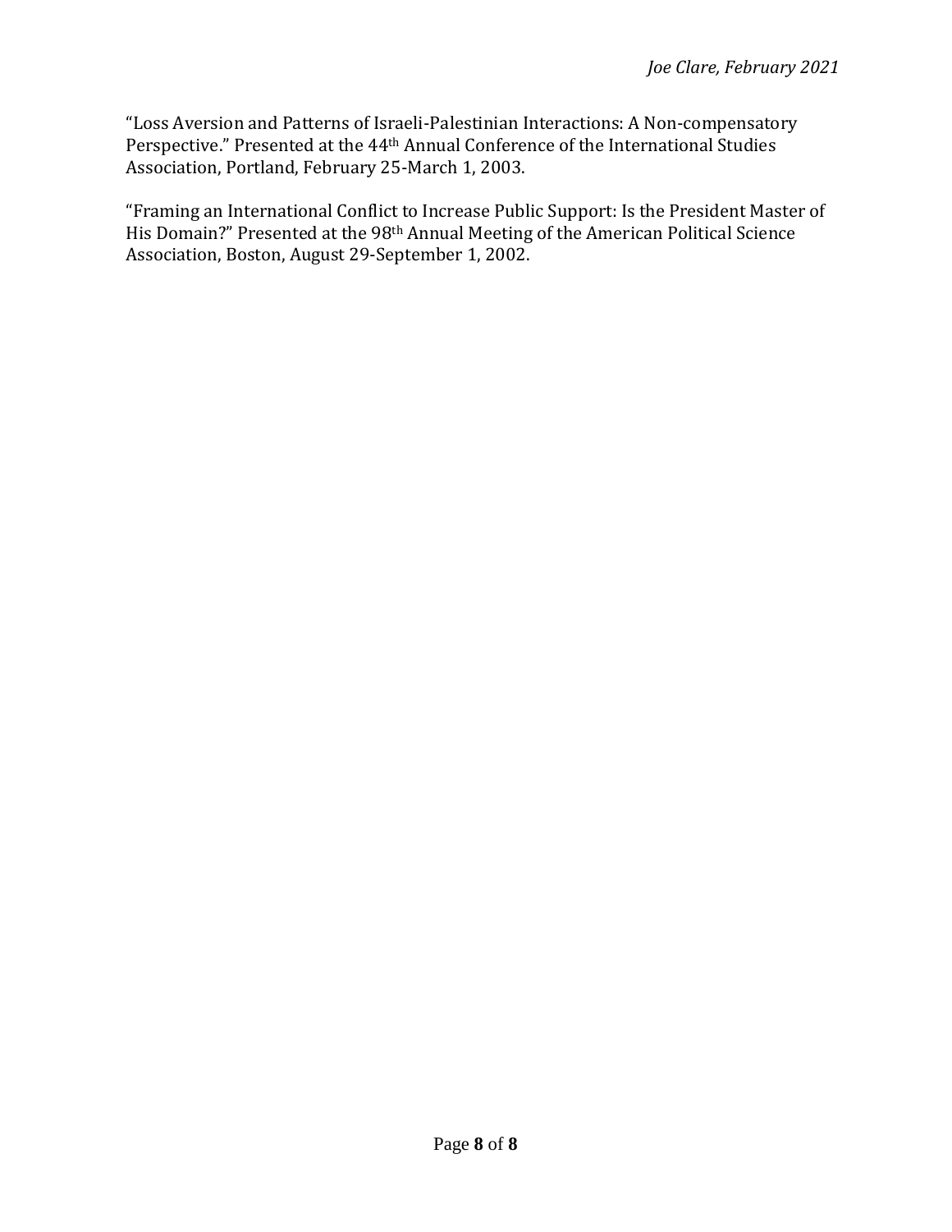"Loss Aversion and Patterns of Israeli-Palestinian Interactions: A Non-compensatory Perspective." Presented at the 44th Annual Conference of the International Studies Association, Portland, February 25-March 1, 2003.

"Framing an International Conflict to Increase Public Support: Is the President Master of His Domain?" Presented at the 98th Annual Meeting of the American Political Science Association, Boston, August 29-September 1, 2002.